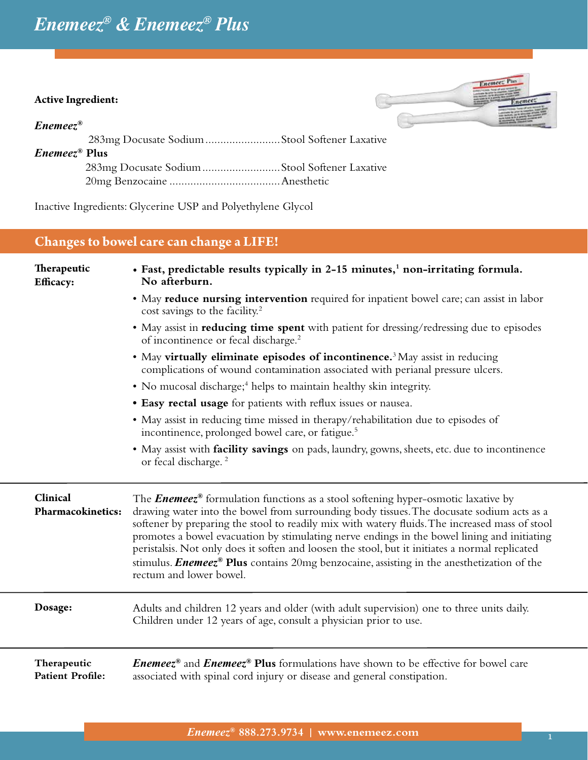# *Enemeez® & Enemeez® Plus*

**Active Ingredient:**

***Enemeez®***

283mg Docusate Sodium .......................... Stool Softener Laxative

***Enemeez®* Plus**

283mg Docusate Sodium .......................... Stool Softener Laxative
20mg Benzocaine ..................................... Anesthetic

Inactive Ingredients: Glycerine USP and Polyethylene Glycol

## Changes to bowel care can change a LIFE!

**Therapeutic Efficacy:**

- **Fast, predictable results typically in 2-15 minutes,[1] non-irritating formula. No afterburn.**
- May **reduce nursing intervention** required for inpatient bowel care; can assist in labor cost savings to the facility.[2]
- May assist in **reducing time spent** with patient for dressing/redressing due to episodes of incontinence or fecal discharge.[2]
- May **virtually eliminate episodes of incontinence.**[3] May assist in reducing complications of wound contamination associated with perianal pressure ulcers.
- No mucosal discharge;[4] helps to maintain healthy skin integrity.
- **Easy rectal usage** for patients with reflux issues or nausea.
- May assist in reducing time missed in therapy/rehabilitation due to episodes of incontinence, prolonged bowel care, or fatigue.[5]
- May assist with **facility savings** on pads, laundry, gowns, sheets, etc. due to incontinence or fecal discharge.[2]

**Clinical Pharmacokinetics:**

The ***Enemeez®*** formulation functions as a stool softening hyper-osmotic laxative by drawing water into the bowel from surrounding body tissues. The docusate sodium acts as a softener by preparing the stool to readily mix with watery fluids. The increased mass of stool promotes a bowel evacuation by stimulating nerve endings in the bowel lining and initiating peristalsis. Not only does it soften and loosen the stool, but it initiates a normal replicated stimulus. ***Enemeez®* Plus** contains 20mg benzocaine, assisting in the anesthetization of the rectum and lower bowel.

**Dosage:**

Adults and children 12 years and older (with adult supervision) one to three units daily. Children under 12 years of age, consult a physician prior to use.

**Therapeutic Patient Profile:**

***Enemeez®*** and ***Enemeez®* Plus** formulations have shown to be effective for bowel care associated with spinal cord injury or disease and general constipation.

*Enemeez®* **888.273.9734 | www.enemeez.com**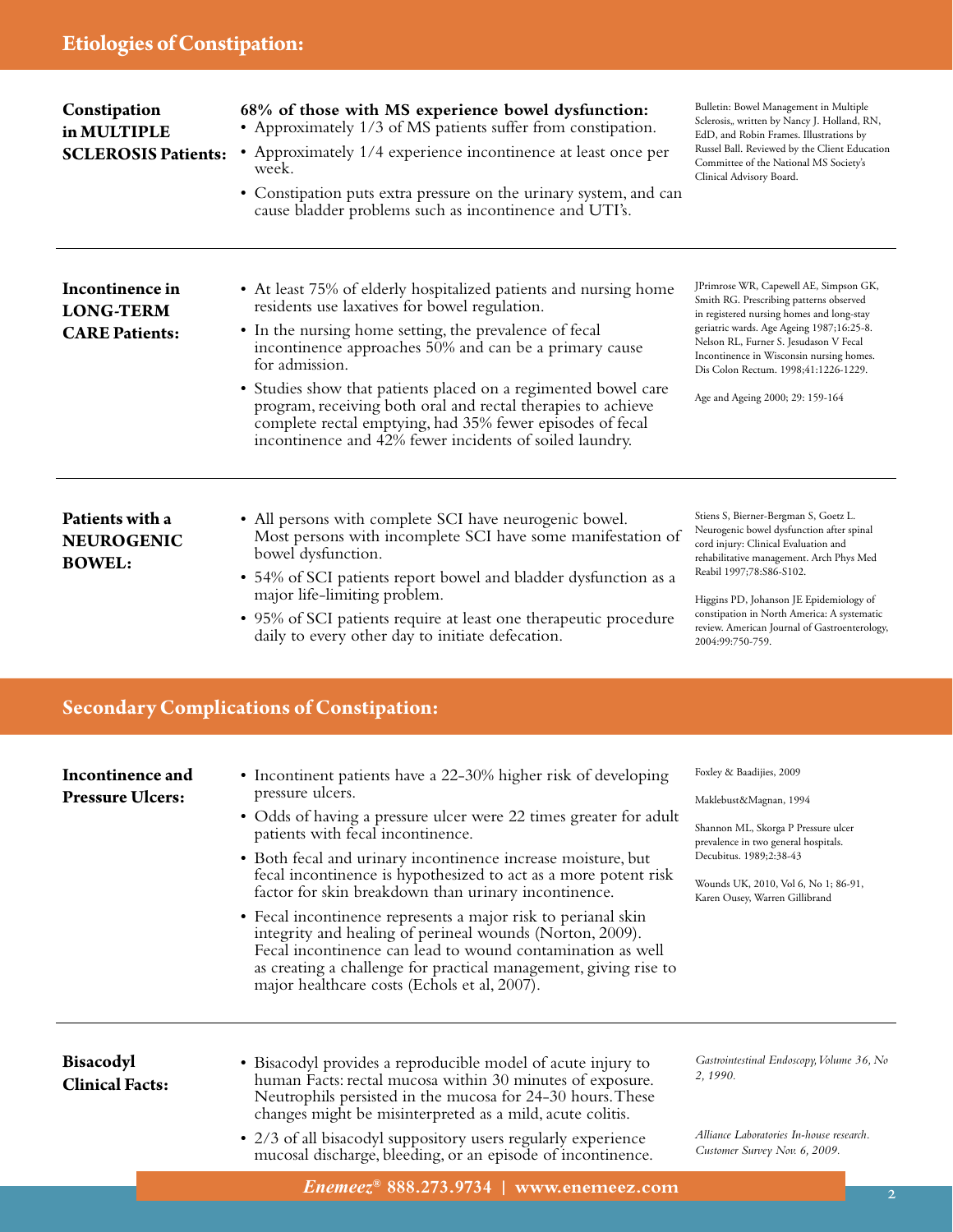## Etiologies of Constipation:

### Constipation in MULTIPLE SCLEROSIS Patients:

**68% of those with MS experience bowel dysfunction:**

- Approximately 1/3 of MS patients suffer from constipation.
- Approximately 1/4 experience incontinence at least once per week.
- Constipation puts extra pressure on the urinary system, and can cause bladder problems such as incontinence and UTI's.

Bulletin: Bowel Management in Multiple Sclerosis,, written by Nancy J. Holland, RN, EdD, and Robin Frames. Illustrations by Russel Ball. Reviewed by the Client Education Committee of the National MS Society's Clinical Advisory Board.

---

### Incontinence in LONG-TERM CARE Patients:

- At least 75% of elderly hospitalized patients and nursing home residents use laxatives for bowel regulation.
- In the nursing home setting, the prevalence of fecal incontinence approaches 50% and can be a primary cause for admission.
- Studies show that patients placed on a regimented bowel care program, receiving both oral and rectal therapies to achieve complete rectal emptying, had 35% fewer episodes of fecal incontinence and 42% fewer incidents of soiled laundry.

JPrimrose WR, Capewell AE, Simpson GK, Smith RG. Prescribing patterns observed in registered nursing homes and long-stay geriatric wards. Age Ageing 1987;16:25-8. Nelson RL, Furner S. Jesudason V Fecal Incontinence in Wisconsin nursing homes. Dis Colon Rectum. 1998;41:1226-1229.

Age and Ageing 2000; 29: 159-164

---

### Patients with a NEUROGENIC BOWEL:

- All persons with complete SCI have neurogenic bowel. Most persons with incomplete SCI have some manifestation of bowel dysfunction.
- 54% of SCI patients report bowel and bladder dysfunction as a major life-limiting problem.
- 95% of SCI patients require at least one therapeutic procedure daily to every other day to initiate defecation.

Stiens S, Bierner-Bergman S, Goetz L. Neurogenic bowel dysfunction after spinal cord injury: Clinical Evaluation and rehabilitative management. Arch Phys Med Reabil 1997;78:S86-S102.

Higgins PD, Johanson JE Epidemiology of constipation in North America: A systematic review. American Journal of Gastroenterology, 2004:99:750-759.

## Secondary Complications of Constipation:

### Incontinence and Pressure Ulcers:

- Incontinent patients have a 22-30% higher risk of developing pressure ulcers.
- Odds of having a pressure ulcer were 22 times greater for adult patients with fecal incontinence.
- Both fecal and urinary incontinence increase moisture, but fecal incontinence is hypothesized to act as a more potent risk factor for skin breakdown than urinary incontinence.
- Fecal incontinence represents a major risk to perianal skin integrity and healing of perineal wounds (Norton, 2009). Fecal incontinence can lead to wound contamination as well as creating a challenge for practical management, giving rise to major healthcare costs (Echols et al, 2007).

Foxley & Baadijies, 2009

Maklebust&Magnan, 1994

Shannon ML, Skorga P Pressure ulcer prevalence in two general hospitals. Decubitus. 1989;2:38-43

Wounds UK, 2010, Vol 6, No 1; 86-91, Karen Ousey, Warren Gillibrand

---

### Bisacodyl Clinical Facts:

- Bisacodyl provides a reproducible model of acute injury to human Facts: rectal mucosa within 30 minutes of exposure. Neutrophils persisted in the mucosa for 24-30 hours. These changes might be misinterpreted as a mild, acute colitis.
- 2/3 of all bisacodyl suppository users regularly experience mucosal discharge, bleeding, or an episode of incontinence.

*Gastrointestinal Endoscopy, Volume 36, No 2, 1990.*

*Alliance Laboratories In-house research. Customer Survey Nov. 6, 2009.*

***Enemeez®* 888.273.9734 | www.enemeez.com**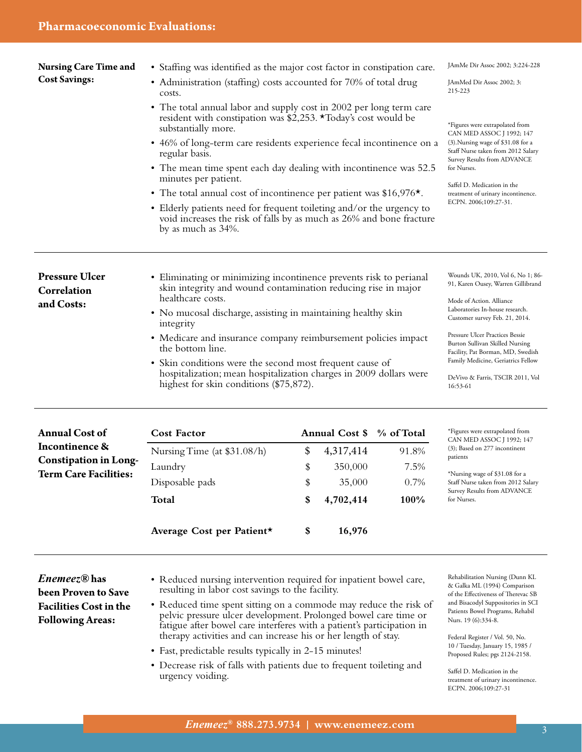# Pharmacoeconomic Evaluations:

## Nursing Care Time and Cost Savings:

- Staffing was identified as the major cost factor in constipation care.
- Administration (staffing) costs accounted for 70% of total drug costs.
- The total annual labor and supply cost in 2002 per long term care resident with constipation was $2,253. ★Today's cost would be substantially more.
- 46% of long-term care residents experience fecal incontinence on a regular basis.
- The mean time spent each day dealing with incontinence was 52.5 minutes per patient.
- The total annual cost of incontinence per patient was $16,976★.
- Elderly patients need for frequent toileting and/or the urgency to void increases the risk of falls by as much as 26% and bone fracture by as much as 34%.

JAmMe Dir Assoc 2002; 3:224-228

JAmMed Dir Assoc 2002; 3: 215-223

*Figures were extrapolated from CAN MED ASSOC J 1992; 147 (3).Nursing wage of $31.08 for a Staff Nurse taken from 2012 Salary Survey Results from ADVANCE for Nurses.

Saffel D. Medication in the treatment of urinary incontinence. ECPN. 2006;109:27-31.

## Pressure Ulcer Correlation and Costs:

- Eliminating or minimizing incontinence prevents risk to perianal skin integrity and wound contamination reducing rise in major healthcare costs.
- No mucosal discharge, assisting in maintaining healthy skin integrity
- Medicare and insurance company reimbursement policies impact the bottom line.
- Skin conditions were the second most frequent cause of hospitalization; mean hospitalization charges in 2009 dollars were highest for skin conditions ($75,872).

Wounds UK, 2010, Vol 6, No 1; 86-91, Karen Ousey, Warren Gillibrand

Mode of Action. Alliance Laboratories In-house research. Customer survey Feb. 21, 2014.

Pressure Ulcer Practices Bessie Burton Sullivan Skilled Nursing Facility, Pat Borman, MD, Swedish Family Medicine, Geriatrics Fellow

DeVivo & Farris, TSCIR 2011, Vol 16:53-61

## Annual Cost of Incontinence & Constipation in Long-Term Care Facilities:

| Cost Factor | Annual Cost $ | % of Total |
|---|---|---|
| Nursing Time (at $31.08/h) | $ 4,317,414 | 91.8% |
| Laundry | $ 350,000 | 7.5% |
| Disposable pads | $ 35,000 | 0.7% |
| **Total** | **$ 4,702,414** | **100%** |
| **Average Cost per Patient★** | **$ 16,976** | |

*Figures were extrapolated from CAN MED ASSOC J 1992; 147 (3); Based on 277 incontinent patients

*Nursing wage of $31.08 for a Staff Nurse taken from 2012 Salary Survey Results from ADVANCE for Nurses.

## *Enemeez®* has been Proven to Save Facilities Cost in the Following Areas:

- Reduced nursing intervention required for inpatient bowel care, resulting in labor cost savings to the facility.
- Reduced time spent sitting on a commode may reduce the risk of pelvic pressure ulcer development. Prolonged bowel care time or fatigue after bowel care interferes with a patient's participation in therapy activities and can increase his or her length of stay.
- Fast, predictable results typically in 2-15 minutes!
- Decrease risk of falls with patients due to frequent toileting and urgency voiding.

Rehabilitation Nursing (Dunn KL & Galka ML (1994) Comparison of the Effectiveness of Therevac SB and Bisacodyl Suppositories in SCI Patients Bowel Programs, Rehabil Nurs. 19 (6):334-8.

Federal Register / Vol. 50, No. 10 / Tuesday, January 15, 1985 / Proposed Rules; pgs 2124-2158.

Saffel D. Medication in the treatment of urinary incontinence. ECPN. 2006;109:27-31

*Enemeez®* 888.273.9734 | www.enemeez.com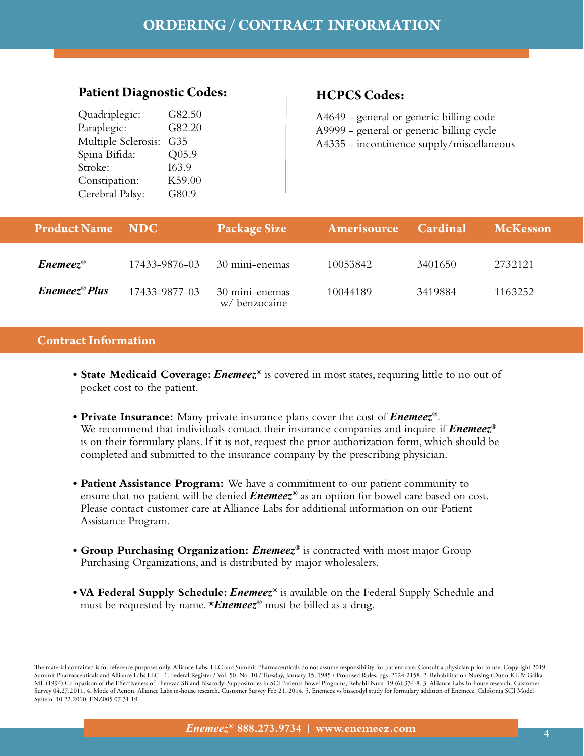# ORDERING / CONTRACT INFORMATION

## Patient Diagnostic Codes:

| | |
|---|---|
| Quadriplegic: | G82.50 |
| Paraplegic: | G82.20 |
| Multiple Sclerosis: | G35 |
| Spina Bifida: | Q05.9 |
| Stroke: | I63.9 |
| Constipation: | K59.00 |
| Cerebral Palsy: | G80.9 |

## HCPCS Codes:

A4649 - general or generic billing code
A9999 - general or generic billing cycle
A4335 - incontinence supply/miscellaneous

| Product Name | NDC | Package Size | Amerisource | Cardinal | McKesson |
|---|---|---|---|---|---|
| ***Enemeez®*** | 17433-9876-03 | 30 mini-enemas | 10053842 | 3401650 | 2732121 |
| ***Enemeez® Plus*** | 17433-9877-03 | 30 mini-enemas w/ benzocaine | 10044189 | 3419884 | 1163252 |

## Contract Information

- **State Medicaid Coverage:** ***Enemeez®*** is covered in most states, requiring little to no out of pocket cost to the patient.
- **Private Insurance:** Many private insurance plans cover the cost of ***Enemeez®***. We recommend that individuals contact their insurance companies and inquire if ***Enemeez®*** is on their formulary plans. If it is not, request the prior authorization form, which should be completed and submitted to the insurance company by the prescribing physician.
- **Patient Assistance Program:** We have a commitment to our patient community to ensure that no patient will be denied ***Enemeez®*** as an option for bowel care based on cost. Please contact customer care at Alliance Labs for additional information on our Patient Assistance Program.
- **Group Purchasing Organization:** ***Enemeez®*** is contracted with most major Group Purchasing Organizations, and is distributed by major wholesalers.
- **VA Federal Supply Schedule:** ***Enemeez®*** is available on the Federal Supply Schedule and must be requested by name. ***★Enemeez®*** must be billed as a drug.

The material contained is for reference purposes only. Alliance Labs, LLC and Summit Pharmaceuticals do not assume responsibility for patient care. Consult a physician prior to use. Copyright 2019 Summit Pharmaceuticals and Alliance Labs LLC. 1. Federal Register / Vol. 50, No. 10 / Tuesday, January 15, 1985 / Proposed Rules; pgs. 2124-2158. 2. Rehabilitation Nursing (Dunn KL & Galka ML (1994) Comparison of the Effectiveness of Therevac SB and Bisacodyl Suppositories in SCI Patients Bowel Programs, Rehabil Nurs. 19 (6):334-8. 3. Alliance Labs In-house research. Customer Survey 04.27.2011. 4. Mode of Action. Alliance Labs in-house research. Customer Survey Feb 21, 2014. 5. Enemeez vs bisacodyl study for formulary addition of Enemeez, California SCI Model System. 10.22.2010. ENZ005 07.31.19

***Enemeez®*** **888.273.9734 | www.enemeez.com**